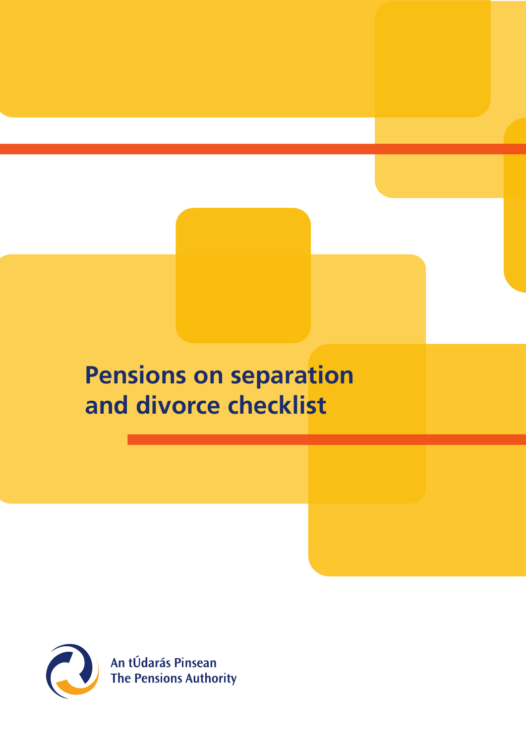# Pensions on separation and divorce checklist

An tÚdarás Pinsean
The Pensions Authority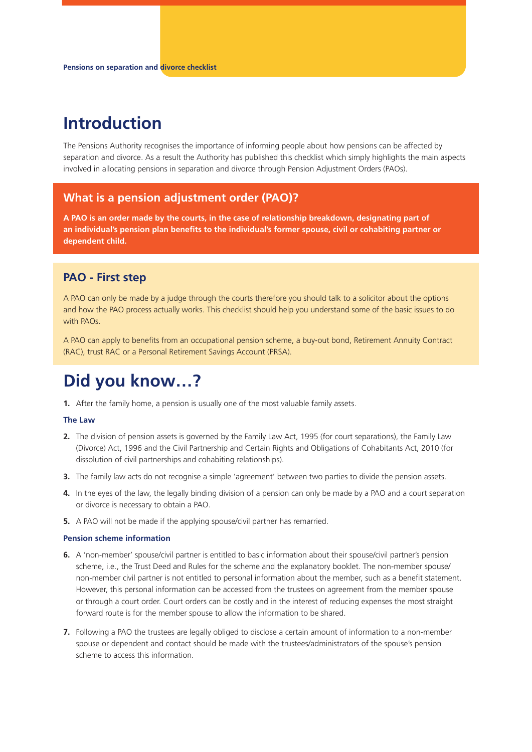# Introduction

The Pensions Authority recognises the importance of informing people about how pensions can be affected by separation and divorce. As a result the Authority has published this checklist which simply highlights the main aspects involved in allocating pensions in separation and divorce through Pension Adjustment Orders (PAOs).

## What is a pension adjustment order (PAO)?

**A PAO is an order made by the courts, in the case of relationship breakdown, designating part of an individual's pension plan benefits to the individual's former spouse, civil or cohabiting partner or dependent child.**

## PAO - First step

A PAO can only be made by a judge through the courts therefore you should talk to a solicitor about the options and how the PAO process actually works. This checklist should help you understand some of the basic issues to do with PAOs.

A PAO can apply to benefits from an occupational pension scheme, a buy-out bond, Retirement Annuity Contract (RAC), trust RAC or a Personal Retirement Savings Account (PRSA).

# Did you know…?

1. After the family home, a pension is usually one of the most valuable family assets.

### The Law

2. The division of pension assets is governed by the Family Law Act, 1995 (for court separations), the Family Law (Divorce) Act, 1996 and the Civil Partnership and Certain Rights and Obligations of Cohabitants Act, 2010 (for dissolution of civil partnerships and cohabiting relationships).
3. The family law acts do not recognise a simple 'agreement' between two parties to divide the pension assets.
4. In the eyes of the law, the legally binding division of a pension can only be made by a PAO and a court separation or divorce is necessary to obtain a PAO.
5. A PAO will not be made if the applying spouse/civil partner has remarried.

### Pension scheme information

6. A 'non-member' spouse/civil partner is entitled to basic information about their spouse/civil partner's pension scheme, i.e., the Trust Deed and Rules for the scheme and the explanatory booklet. The non-member spouse/non-member civil partner is not entitled to personal information about the member, such as a benefit statement. However, this personal information can be accessed from the trustees on agreement from the member spouse or through a court order. Court orders can be costly and in the interest of reducing expenses the most straight forward route is for the member spouse to allow the information to be shared.
7. Following a PAO the trustees are legally obliged to disclose a certain amount of information to a non-member spouse or dependent and contact should be made with the trustees/administrators of the spouse's pension scheme to access this information.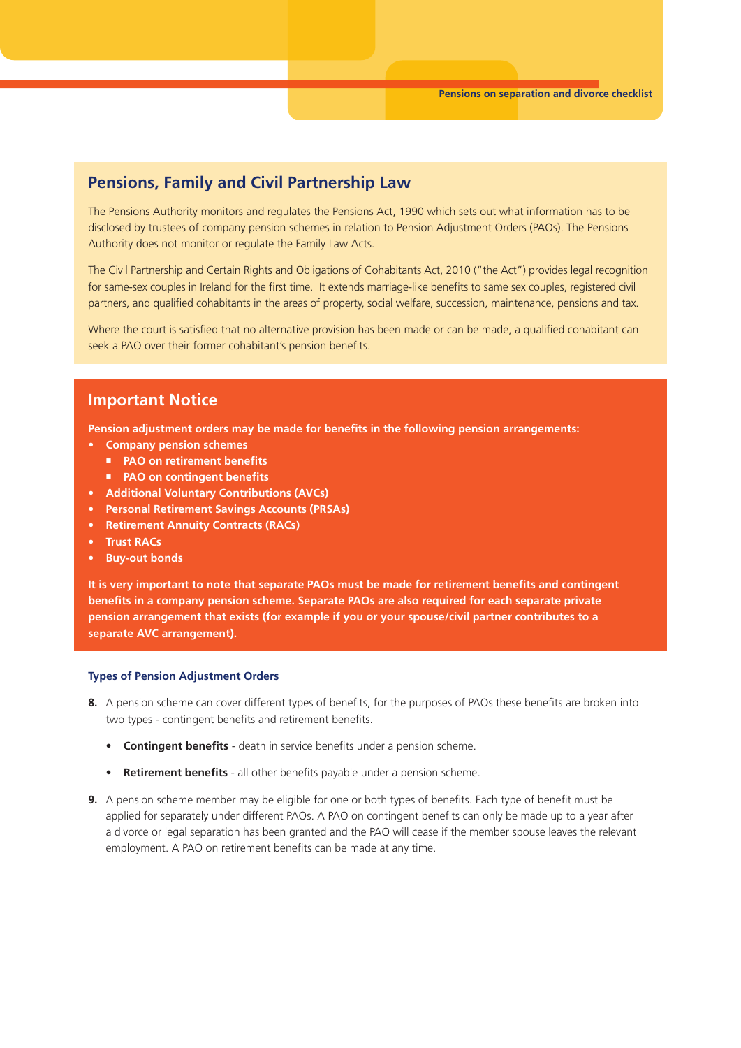## Pensions, Family and Civil Partnership Law

The Pensions Authority monitors and regulates the Pensions Act, 1990 which sets out what information has to be disclosed by trustees of company pension schemes in relation to Pension Adjustment Orders (PAOs). The Pensions Authority does not monitor or regulate the Family Law Acts.

The Civil Partnership and Certain Rights and Obligations of Cohabitants Act, 2010 ("the Act") provides legal recognition for same-sex couples in Ireland for the first time. It extends marriage-like benefits to same sex couples, registered civil partners, and qualified cohabitants in the areas of property, social welfare, succession, maintenance, pensions and tax.

Where the court is satisfied that no alternative provision has been made or can be made, a qualified cohabitant can seek a PAO over their former cohabitant's pension benefits.

## Important Notice

**Pension adjustment orders may be made for benefits in the following pension arrangements:**

- **Company pension schemes**
  - **PAO on retirement benefits**
  - **PAO on contingent benefits**
- **Additional Voluntary Contributions (AVCs)**
- **Personal Retirement Savings Accounts (PRSAs)**
- **Retirement Annuity Contracts (RACs)**
- **Trust RACs**
- **Buy-out bonds**

**It is very important to note that separate PAOs must be made for retirement benefits and contingent benefits in a company pension scheme. Separate PAOs are also required for each separate private pension arrangement that exists (for example if you or your spouse/civil partner contributes to a separate AVC arrangement).**

### Types of Pension Adjustment Orders

**8.** A pension scheme can cover different types of benefits, for the purposes of PAOs these benefits are broken into two types - contingent benefits and retirement benefits.

- **Contingent benefits** - death in service benefits under a pension scheme.
- **Retirement benefits** - all other benefits payable under a pension scheme.

**9.** A pension scheme member may be eligible for one or both types of benefits. Each type of benefit must be applied for separately under different PAOs. A PAO on contingent benefits can only be made up to a year after a divorce or legal separation has been granted and the PAO will cease if the member spouse leaves the relevant employment. A PAO on retirement benefits can be made at any time.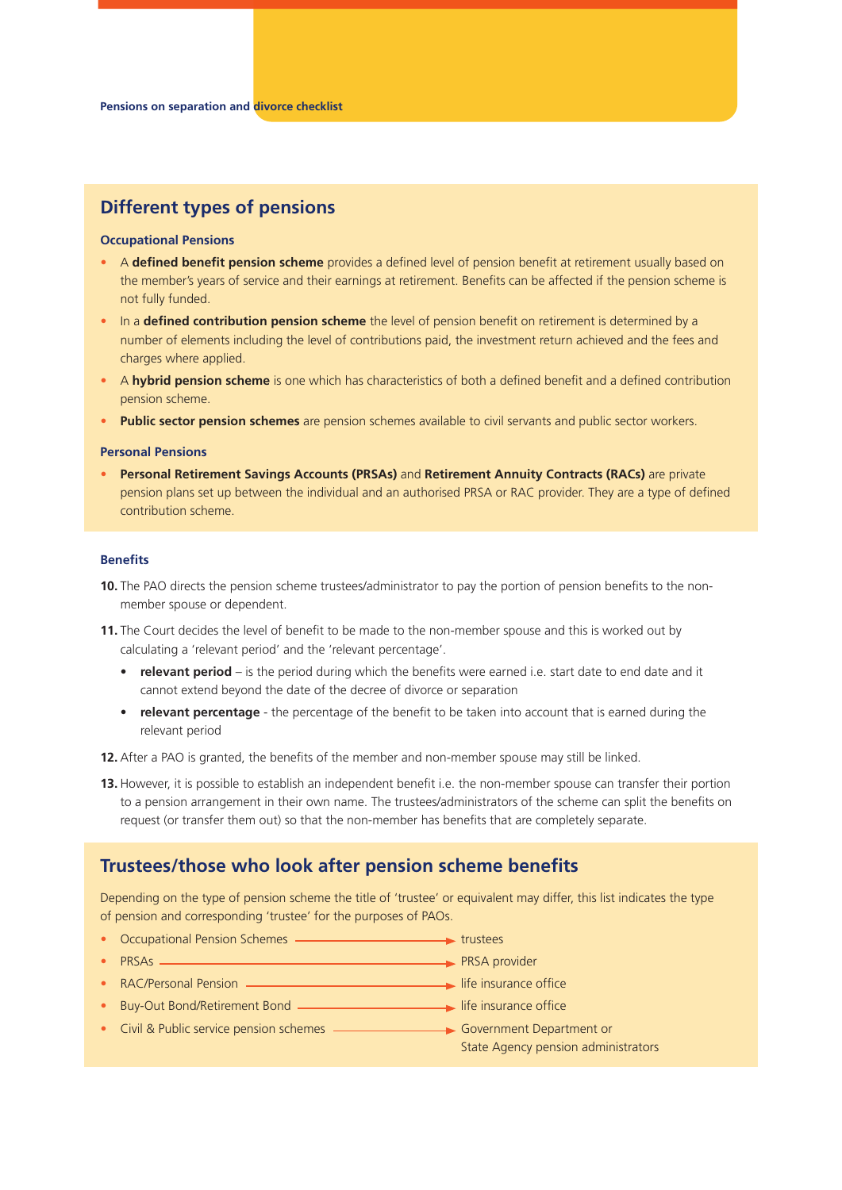## Different types of pensions

### Occupational Pensions

- A **defined benefit pension scheme** provides a defined level of pension benefit at retirement usually based on the member's years of service and their earnings at retirement. Benefits can be affected if the pension scheme is not fully funded.
- In a **defined contribution pension scheme** the level of pension benefit on retirement is determined by a number of elements including the level of contributions paid, the investment return achieved and the fees and charges where applied.
- A **hybrid pension scheme** is one which has characteristics of both a defined benefit and a defined contribution pension scheme.
- **Public sector pension schemes** are pension schemes available to civil servants and public sector workers.

### Personal Pensions

- **Personal Retirement Savings Accounts (PRSAs)** and **Retirement Annuity Contracts (RACs)** are private pension plans set up between the individual and an authorised PRSA or RAC provider. They are a type of defined contribution scheme.

### Benefits

**10.** The PAO directs the pension scheme trustees/administrator to pay the portion of pension benefits to the non-member spouse or dependent.

**11.** The Court decides the level of benefit to be made to the non-member spouse and this is worked out by calculating a 'relevant period' and the 'relevant percentage'.

- **relevant period** – is the period during which the benefits were earned i.e. start date to end date and it cannot extend beyond the date of the decree of divorce or separation
- **relevant percentage** - the percentage of the benefit to be taken into account that is earned during the relevant period

**12.** After a PAO is granted, the benefits of the member and non-member spouse may still be linked.

**13.** However, it is possible to establish an independent benefit i.e. the non-member spouse can transfer their portion to a pension arrangement in their own name. The trustees/administrators of the scheme can split the benefits on request (or transfer them out) so that the non-member has benefits that are completely separate.

## Trustees/those who look after pension scheme benefits

Depending on the type of pension scheme the title of 'trustee' or equivalent may differ, this list indicates the type of pension and corresponding 'trustee' for the purposes of PAOs.

- Occupational Pension Schemes → trustees
- PRSAs → PRSA provider
- RAC/Personal Pension → life insurance office
- Buy-Out Bond/Retirement Bond → life insurance office
- Civil & Public service pension schemes → Government Department or State Agency pension administrators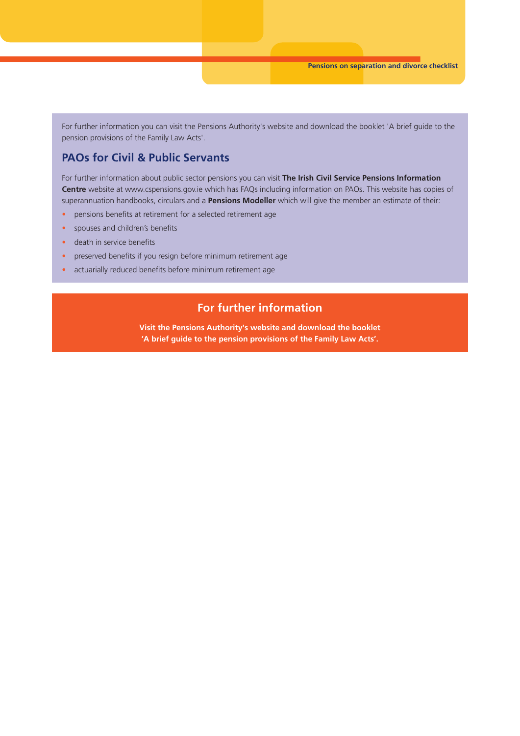For further information you can visit the Pensions Authority's website and download the booklet 'A brief guide to the pension provisions of the Family Law Acts'.

## PAOs for Civil & Public Servants

For further information about public sector pensions you can visit **The Irish Civil Service Pensions Information Centre** website at www.cspensions.gov.ie which has FAQs including information on PAOs. This website has copies of superannuation handbooks, circulars and a **Pensions Modeller** which will give the member an estimate of their:

- pensions benefits at retirement for a selected retirement age
- spouses and children's benefits
- death in service benefits
- preserved benefits if you resign before minimum retirement age
- actuarially reduced benefits before minimum retirement age

## For further information

**Visit the Pensions Authority's website and download the booklet 'A brief guide to the pension provisions of the Family Law Acts'.**